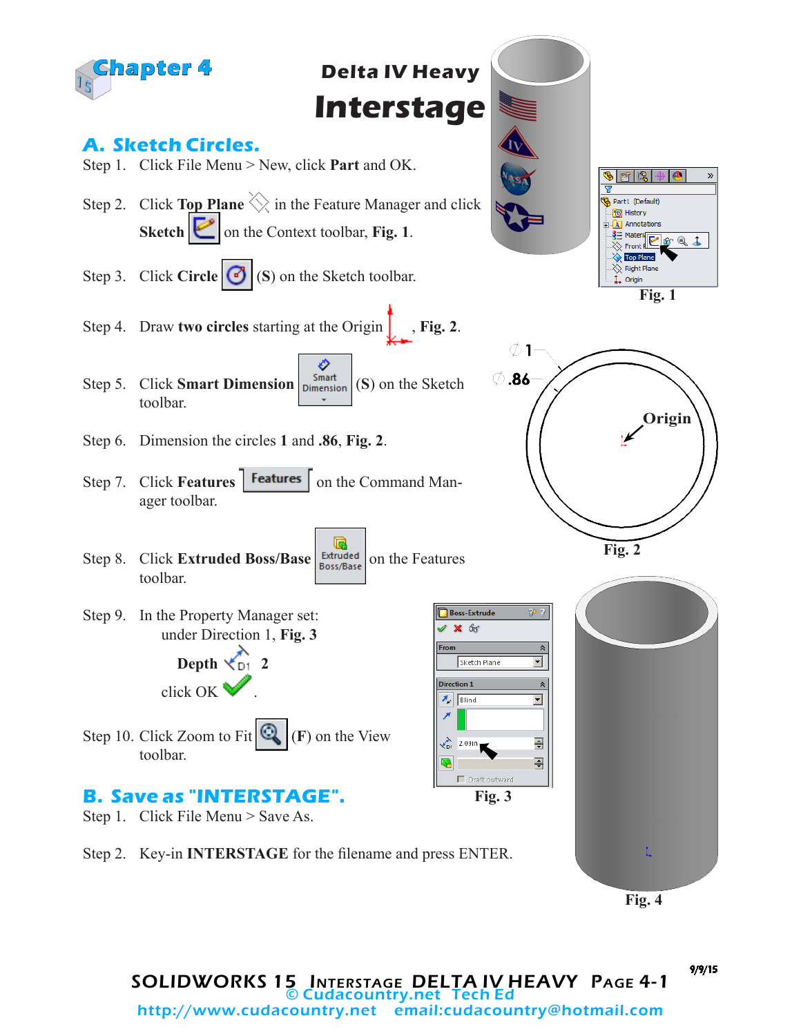# Chapter 4

## Delta IV Heavy Interstage

### A. Sketch Circles.

Step 1. Click File Menu > New, click **Part** and OK.

Step 2. Click **Top Plane** in the Feature Manager and click **Sketch** on the Context toolbar, **Fig. 1**.

Step 3. Click **Circle** (**S**) on the Sketch toolbar.

Step 4. Draw **two circles** starting at the Origin, **Fig. 2**.

Step 5. Click **Smart Dimension** (**S**) on the Sketch toolbar.

Step 6. Dimension the circles **1** and **.86**, **Fig. 2**.

Step 7. Click **Features** on the Command Manager toolbar.

Step 8. Click **Extruded Boss/Base** on the Features toolbar.

Step 9. In the Property Manager set: under Direction 1, **Fig. 3**

**Depth** 2

click OK.

Step 10. Click Zoom to Fit (**F**) on the View toolbar.

Fig. 1

Fig. 2

Fig. 3

Fig. 4

### B. Save as "INTERSTAGE".

Step 1. Click File Menu > Save As.

Step 2. Key-in **INTERSTAGE** for the filename and press ENTER.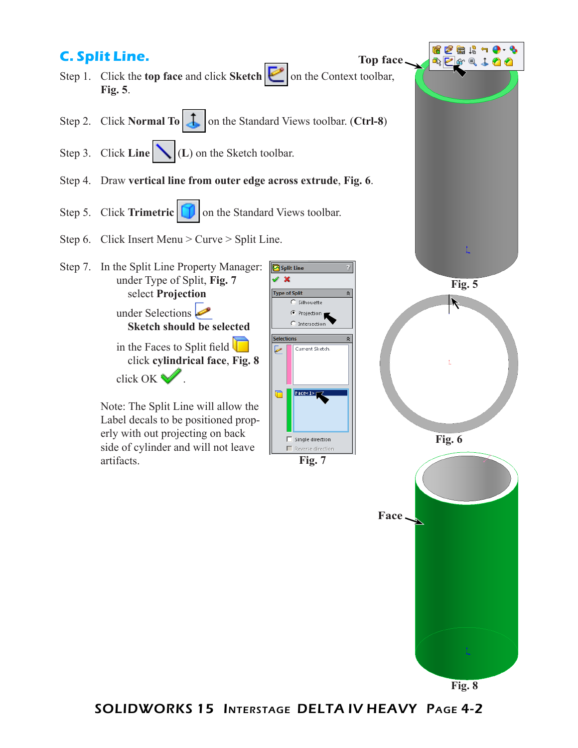## C. Split Line.

Step 1. Click the **top face** and click **Sketch** on the Context toolbar, **Fig. 5**.

Step 2. Click **Normal To** on the Standard Views toolbar. (**Ctrl-8**)

Step 3. Click **Line** (**L**) on the Sketch toolbar.

Step 4. Draw **vertical line from outer edge across extrude**, **Fig. 6**.

Step 5. Click **Trimetric** on the Standard Views toolbar.

Step 6. Click Insert Menu > Curve > Split Line.

Step 7. In the Split Line Property Manager:
under Type of Split, **Fig. 7**
select **Projection**

under Selections
**Sketch should be selected**

in the Faces to Split field
click **cylindrical face**, **Fig. 8**

click OK .

Note: The Split Line will allow the Label decals to be positioned properly with out projecting on back side of cylinder and will not leave artifacts.

Top face

Fig. 5

Fig. 6

Split Line
Type of Split
Silhouette
Projection
Intersection
Selections
Current Sketch
Face<1>
Single direction
Reverse direction

Fig. 7

Face

Fig. 8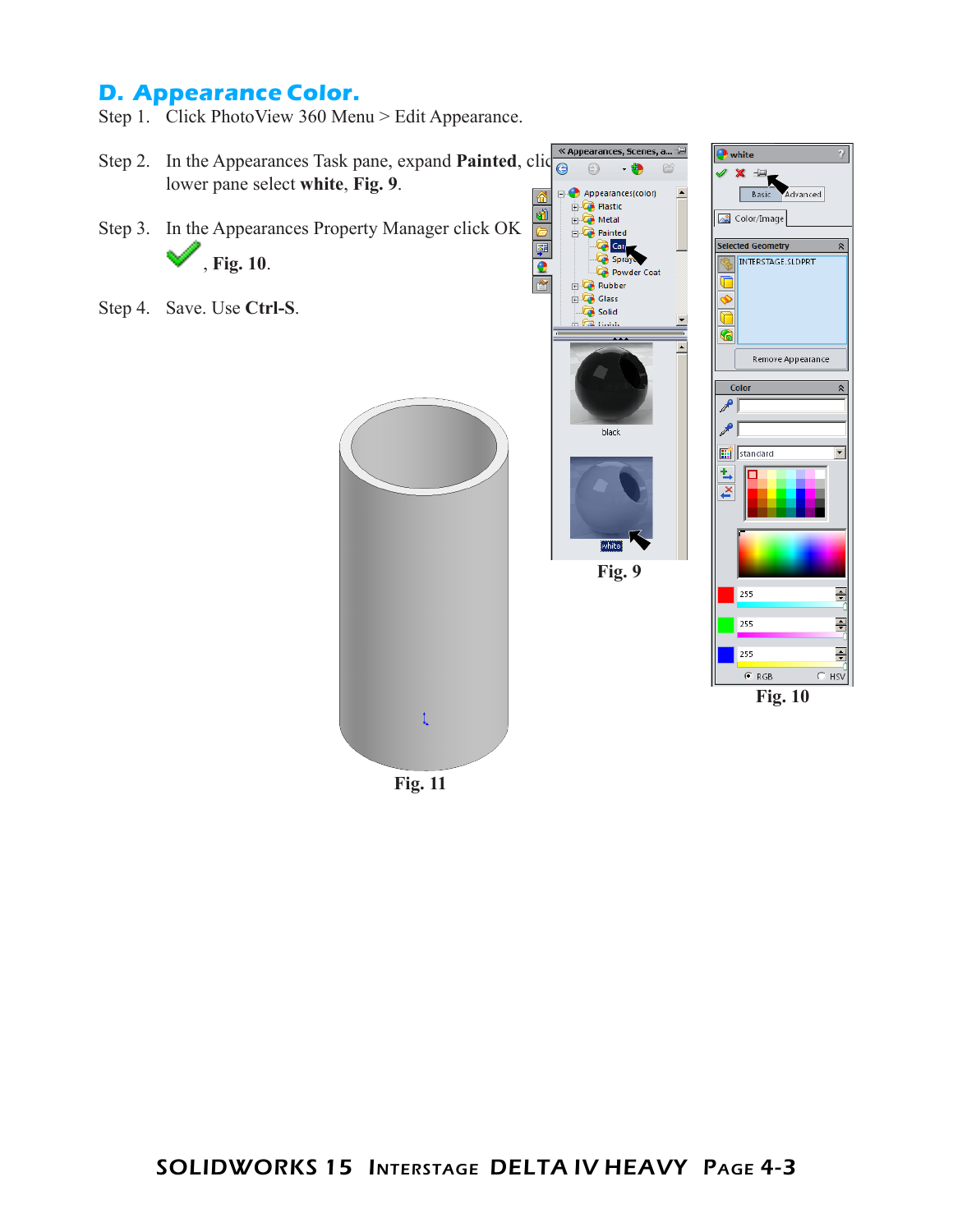## D. Appearance Color.

Step 1. Click PhotoView 360 Menu > Edit Appearance.

Step 2. In the Appearances Task pane, expand **Painted**, clic lower pane select **white**, **Fig. 9**.

Step 3. In the Appearances Property Manager click OK , **Fig. 10**.

Step 4. Save. Use **Ctrl-S**.

Fig. 9

Fig. 10

Fig. 11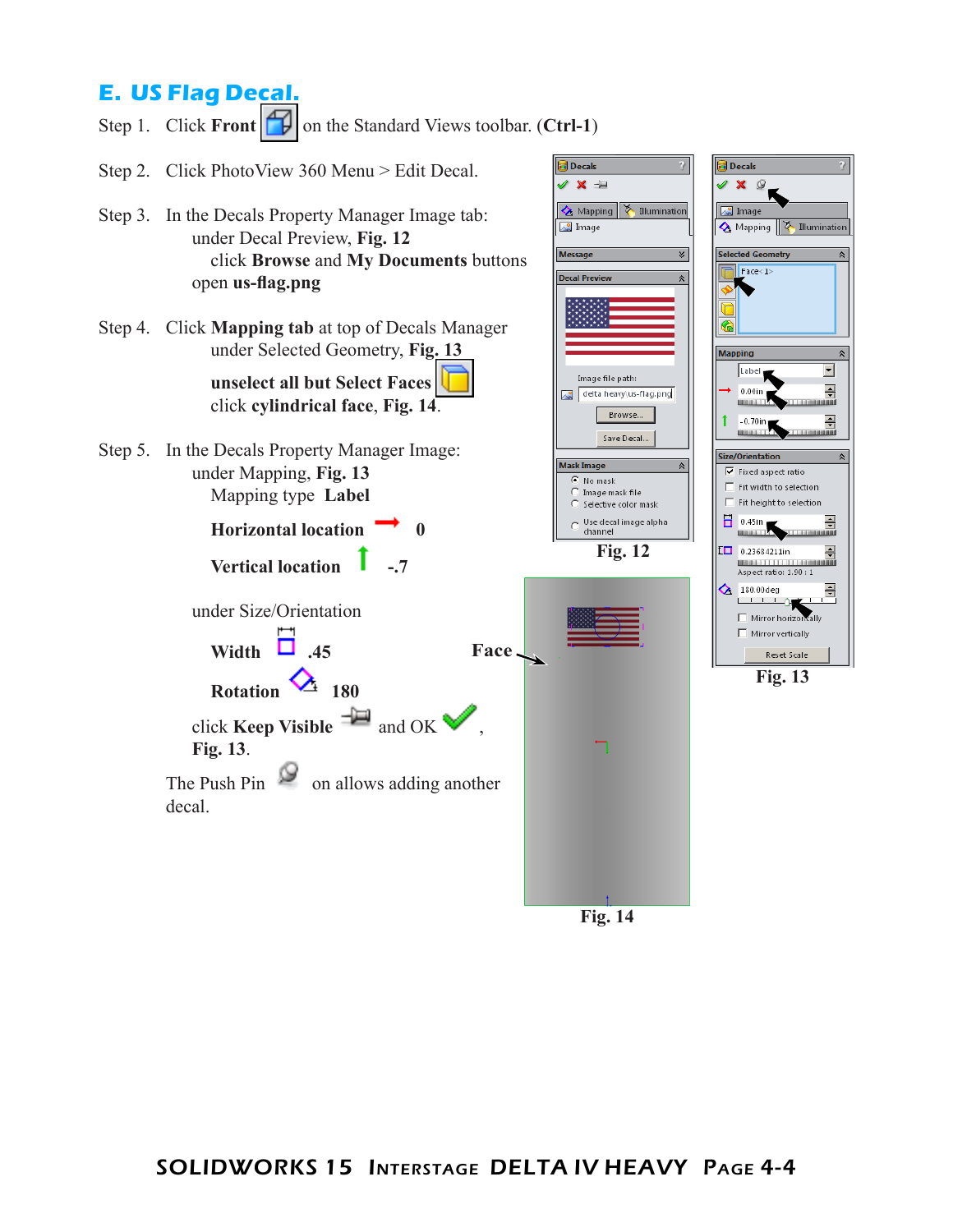# E. US Flag Decal.

Step 1. Click **Front** on the Standard Views toolbar. (**Ctrl-1**)

Step 2. Click PhotoView 360 Menu > Edit Decal.

Step 3. In the Decals Property Manager Image tab:
under Decal Preview, **Fig. 12**
click **Browse** and **My Documents** buttons
open **us-flag.png**

Step 4. Click **Mapping tab** at top of Decals Manager
under Selected Geometry, **Fig. 13**

**unselect all but Select Faces**
click **cylindrical face**, **Fig. 14**.

Step 5. In the Decals Property Manager Image:
under Mapping, **Fig. 13**
Mapping type **Label**

**Horizontal location** 0

**Vertical location** -.7

under Size/Orientation

**Width** .45

**Rotation** 180

click **Keep Visible** and OK ,
**Fig. 13**.

The Push Pin on allows adding another decal.

Fig. 12

Fig. 13

Face

Fig. 14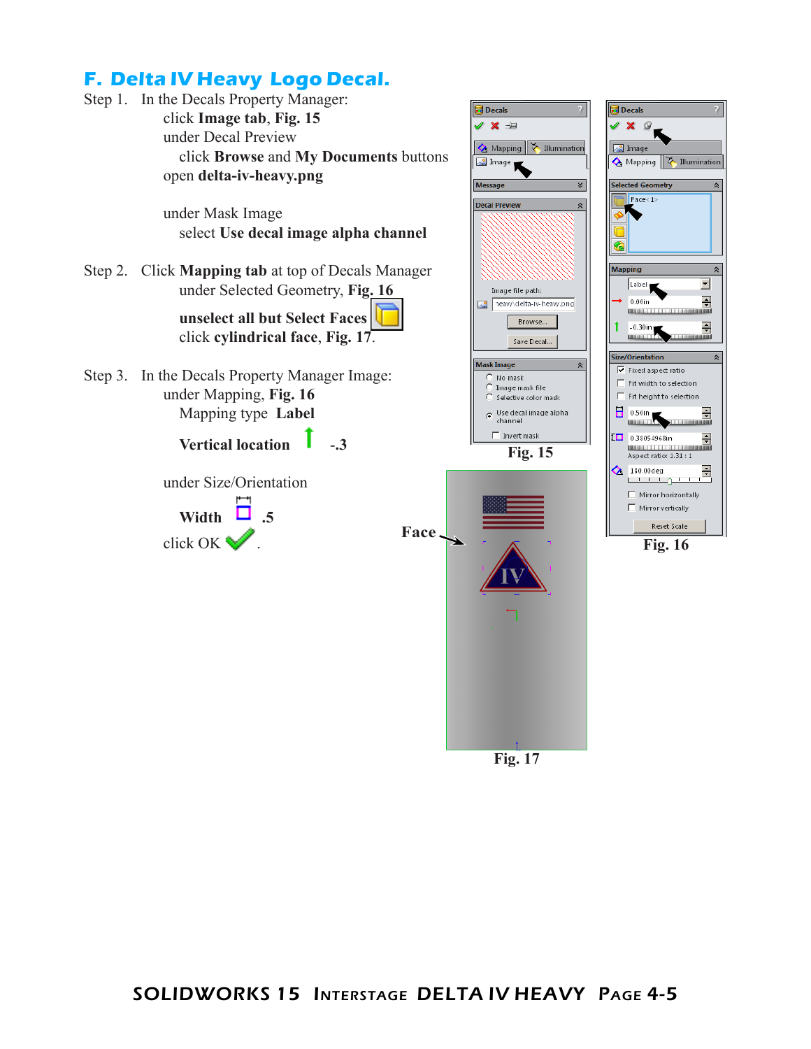## F. Delta IV Heavy Logo Decal.

Step 1. In the Decals Property Manager:
- click **Image tab**, **Fig. 15**
- under Decal Preview
  - click **Browse** and **My Documents** buttons
- open **delta-iv-heavy.png**

- under Mask Image
  - select **Use decal image alpha channel**

Step 2. Click **Mapping tab** at top of Decals Manager
- under Selected Geometry, **Fig. 16**
  - **unselect all but Select Faces**
  - click **cylindrical face**, **Fig. 17**.

Step 3. In the Decals Property Manager Image:
- under Mapping, **Fig. 16**
  - Mapping type **Label**
  - **Vertical location** -.3
- under Size/Orientation
  - **Width** .5
- click OK.

Face

Fig. 15

Fig. 16

Fig. 17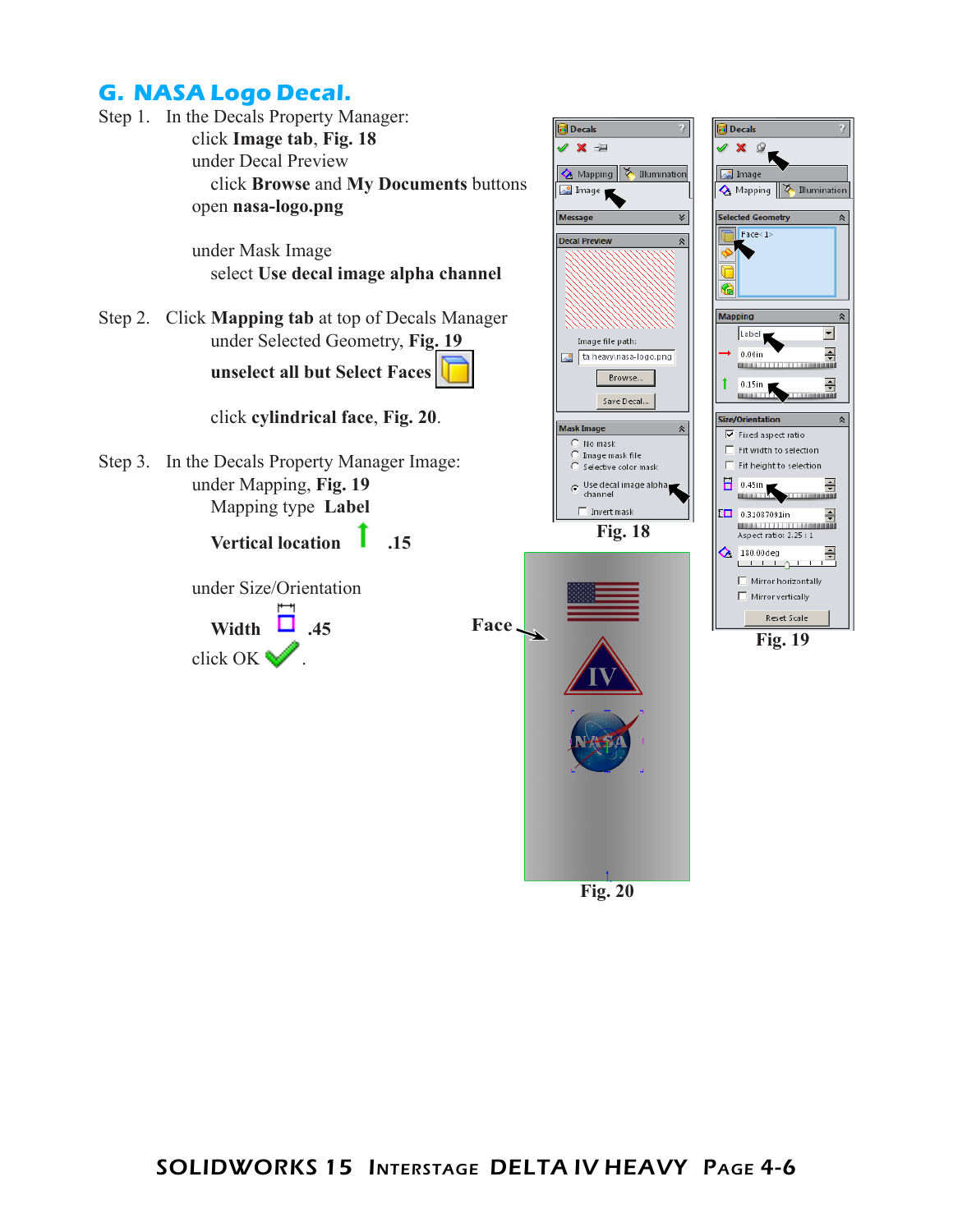## G. NASA Logo Decal.

Step 1. In the Decals Property Manager:

click **Image tab**, **Fig. 18**

under Decal Preview

click **Browse** and **My Documents** buttons

open **nasa-logo.png**

under Mask Image

select **Use decal image alpha channel**

Step 2. Click **Mapping tab** at top of Decals Manager

under Selected Geometry, **Fig. 19**

**unselect all but Select Faces**

click **cylindrical face**, **Fig. 20**.

Step 3. In the Decals Property Manager Image:

under Mapping, **Fig. 19**

Mapping type **Label**

**Vertical location** **.15**

under Size/Orientation

**Width** **.45**

click OK.

Fig. 18

Fig. 19

Face

Fig. 20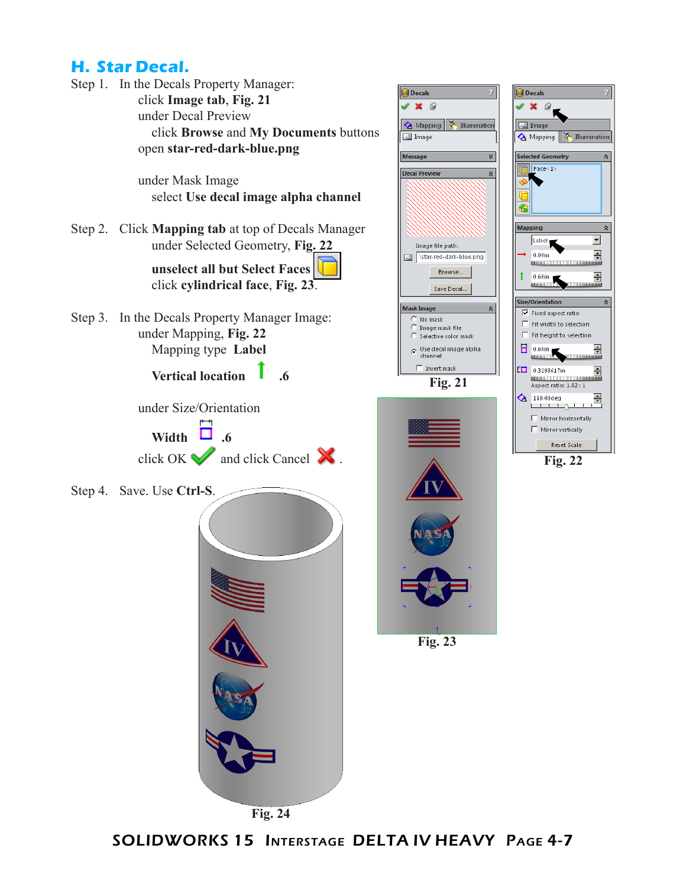## H. Star Decal.

Step 1. In the Decals Property Manager:
click **Image tab**, **Fig. 21**
under Decal Preview
click **Browse** and **My Documents** buttons
open **star-red-dark-blue.png**

under Mask Image
select **Use decal image alpha channel**

Step 2. Click **Mapping tab** at top of Decals Manager
under Selected Geometry, **Fig. 22**
**unselect all but Select Faces**
click **cylindrical face**, **Fig. 23**.

Step 3. In the Decals Property Manager Image:
under Mapping, **Fig. 22**
Mapping type **Label**
**Vertical location** .6

under Size/Orientation
**Width** .6
click OK and click Cancel.

Step 4. Save. Use **Ctrl-S**.

Fig. 21

Fig. 22

Fig. 23

Fig. 24